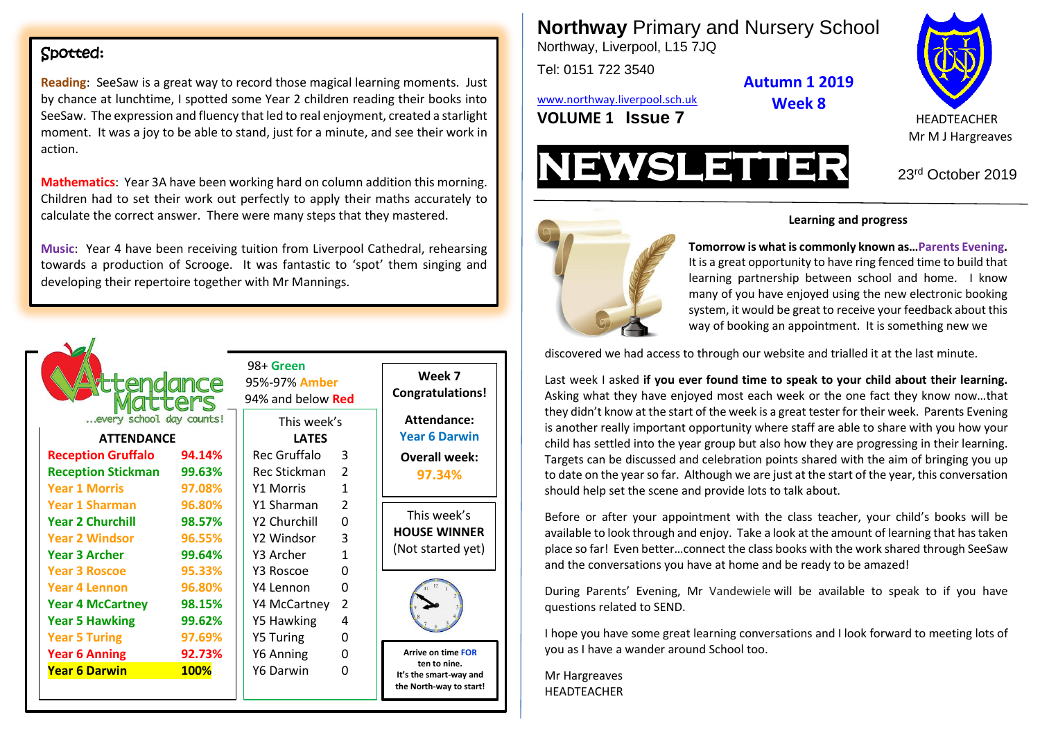# Northway Primary and Nursery School

Northway, Liverpool, L15 7JQ

Tel: 0151 722 3540

www.northway.liverpool.sch.uk

**VOLUME 1 Issue 7**

**Autumn 1 2019**
**Week 8**

HEADTEACHER
Mr M J Hargreaves

# NEWSLETTER

23rd October 2019

### Learning and progress

**Tomorrow is what is commonly known as…Parents Evening.** It is a great opportunity to have ring fenced time to build that learning partnership between school and home. I know many of you have enjoyed using the new electronic booking system, it would be great to receive your feedback about this way of booking an appointment. It is something new we discovered we had access to through our website and trialled it at the last minute.

Last week I asked **if you ever found time to speak to your child about their learning.** Asking what they have enjoyed most each week or the one fact they know now…that they didn't know at the start of the week is a great tester for their week. Parents Evening is another really important opportunity where staff are able to share with you how your child has settled into the year group but also how they are progressing in their learning. Targets can be discussed and celebration points shared with the aim of bringing you up to date on the year so far. Although we are just at the start of the year, this conversation should help set the scene and provide lots to talk about.

Before or after your appointment with the class teacher, your child's books will be available to look through and enjoy. Take a look at the amount of learning that has taken place so far! Even better…connect the class books with the work shared through SeeSaw and the conversations you have at home and be ready to be amazed!

During Parents' Evening, Mr Vandewiele will be available to speak to if you have questions related to SEND.

I hope you have some great learning conversations and I look forward to meeting lots of you as I have a wander around School too.

Mr Hargreaves
HEADTEACHER

## Spotted:

**Reading**: SeeSaw is a great way to record those magical learning moments. Just by chance at lunchtime, I spotted some Year 2 children reading their books into SeeSaw. The expression and fluency that led to real enjoyment, created a starlight moment. It was a joy to be able to stand, just for a minute, and see their work in action.

**Mathematics**: Year 3A have been working hard on column addition this morning. Children had to set their work out perfectly to apply their maths accurately to calculate the correct answer. There were many steps that they mastered.

**Music**: Year 4 have been receiving tuition from Liverpool Cathedral, rehearsing towards a production of Scrooge. It was fantastic to 'spot' them singing and developing their repertoire together with Mr Mannings.

## Attendance Matters

…every school day counts!

98+ Green
95%-97% Amber
94% and below Red

| ATTENDANCE | | This week's LATES | |
|---|---|---|---|
| Reception Gruffalo | 94.14% | Rec Gruffalo | 3 |
| Reception Stickman | 99.63% | Rec Stickman | 2 |
| Year 1 Morris | 97.08% | Y1 Morris | 1 |
| Year 1 Sharman | 96.80% | Y1 Sharman | 2 |
| Year 2 Churchill | 98.57% | Y2 Churchill | 0 |
| Year 2 Windsor | 96.55% | Y2 Windsor | 3 |
| Year 3 Archer | 99.64% | Y3 Archer | 1 |
| Year 3 Roscoe | 95.33% | Y3 Roscoe | 0 |
| Year 4 Lennon | 96.80% | Y4 Lennon | 0 |
| Year 4 McCartney | 98.15% | Y4 McCartney | 2 |
| Year 5 Hawking | 99.62% | Y5 Hawking | 4 |
| Year 5 Turing | 97.69% | Y5 Turing | 0 |
| Year 6 Anning | 92.73% | Y6 Anning | 0 |
| Year 6 Darwin | 100% | Y6 Darwin | 0 |

**Week 7 Congratulations!**

**Attendance:** Year 6 Darwin

**Overall week:** 97.34%

This week's **HOUSE WINNER** (Not started yet)

**Arrive on time FOR ten to nine. It's the smart-way and the North-way to start!**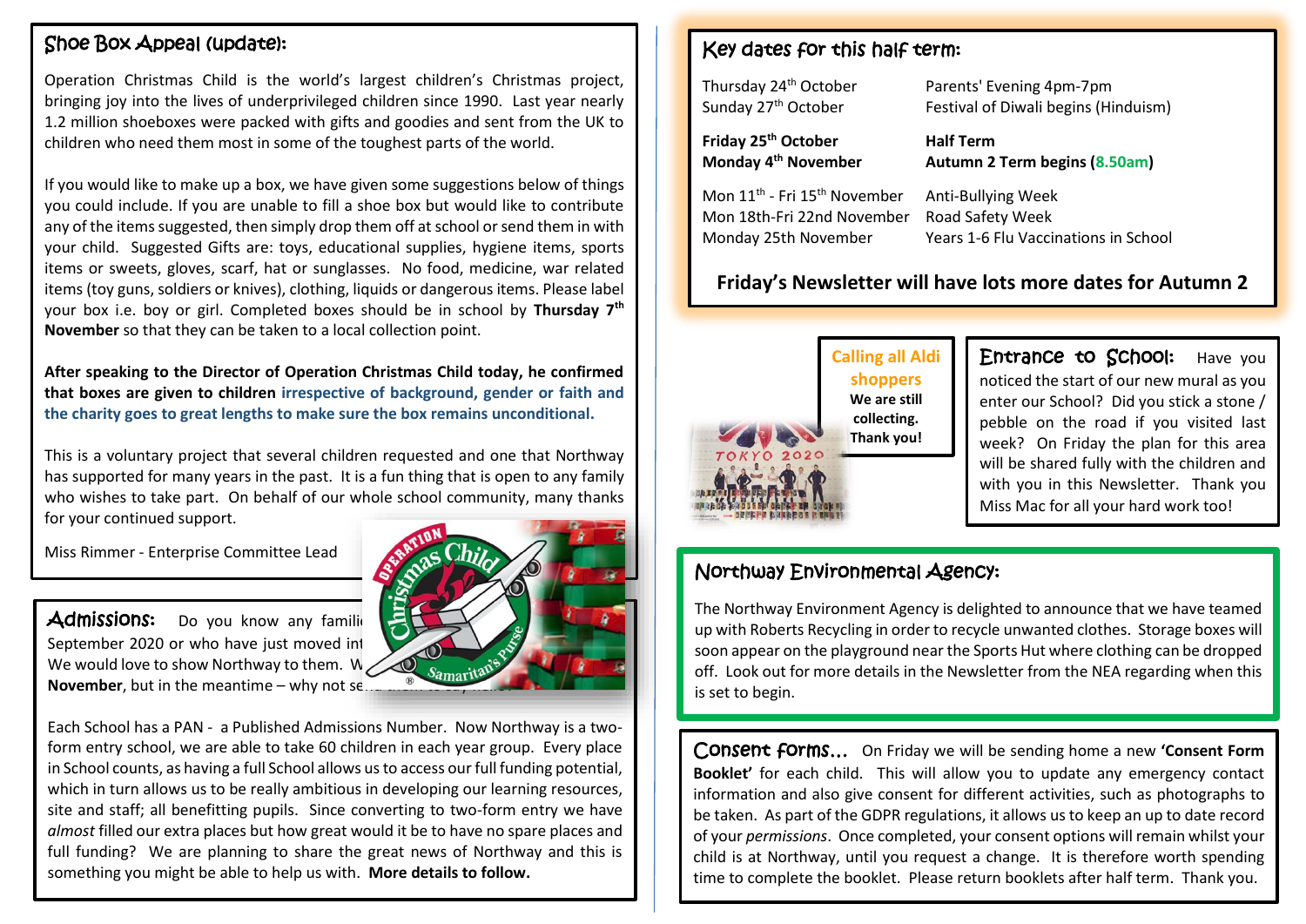## Shoe Box Appeal (update):

Operation Christmas Child is the world's largest children's Christmas project, bringing joy into the lives of underprivileged children since 1990. Last year nearly 1.2 million shoeboxes were packed with gifts and goodies and sent from the UK to children who need them most in some of the toughest parts of the world.

If you would like to make up a box, we have given some suggestions below of things you could include. If you are unable to fill a shoe box but would like to contribute any of the items suggested, then simply drop them off at school or send them in with your child. Suggested Gifts are: toys, educational supplies, hygiene items, sports items or sweets, gloves, scarf, hat or sunglasses. No food, medicine, war related items (toy guns, soldiers or knives), clothing, liquids or dangerous items. Please label your box i.e. boy or girl. Completed boxes should be in school by **Thursday 7th November** so that they can be taken to a local collection point.

**After speaking to the Director of Operation Christmas Child today, he confirmed that boxes are given to children irrespective of background, gender or faith and the charity goes to great lengths to make sure the box remains unconditional.**

This is a voluntary project that several children requested and one that Northway has supported for many years in the past. It is a fun thing that is open to any family who wishes to take part. On behalf of our whole school community, many thanks for your continued support.

Miss Rimmer - Enterprise Committee Lead

## Admissions:

Do you know any famili... September 2020 or who have just moved int... We would love to show Northway to them. W... **November**, but in the meantime – why not se...

Each School has a PAN - a Published Admissions Number. Now Northway is a two-form entry school, we are able to take 60 children in each year group. Every place in School counts, as having a full School allows us to access our full funding potential, which in turn allows us to be really ambitious in developing our learning resources, site and staff; all benefitting pupils. Since converting to two-form entry we have *almost* filled our extra places but how great would it be to have no spare places and full funding? We are planning to share the great news of Northway and this is something you might be able to help us with. **More details to follow.**

## Key dates for this half term:

| | |
|---|---|
| Thursday 24th October | Parents' Evening 4pm-7pm |
| Sunday 27th October | Festival of Diwali begins (Hinduism) |
| **Friday 25th October** | **Half Term** |
| **Monday 4th November** | **Autumn 2 Term begins (8.50am)** |
| Mon 11th - Fri 15th November | Anti-Bullying Week |
| Mon 18th-Fri 22nd November | Road Safety Week |
| Monday 25th November | Years 1-6 Flu Vaccinations in School |

**Friday's Newsletter will have lots more dates for Autumn 2**

**Calling all Aldi shoppers**
**We are still collecting. Thank you!**

## Entrance to School:

Have you noticed the start of our new mural as you enter our School? Did you stick a stone / pebble on the road if you visited last week? On Friday the plan for this area will be shared fully with the children and with you in this Newsletter. Thank you Miss Mac for all your hard work too!

## Northway Environmental Agency:

The Northway Environment Agency is delighted to announce that we have teamed up with Roberts Recycling in order to recycle unwanted clothes. Storage boxes will soon appear on the playground near the Sports Hut where clothing can be dropped off. Look out for more details in the Newsletter from the NEA regarding when this is set to begin.

## Consent forms...

On Friday we will be sending home a new **'Consent Form Booklet'** for each child. This will allow you to update any emergency contact information and also give consent for different activities, such as photographs to be taken. As part of the GDPR regulations, it allows us to keep an up to date record of your *permissions*. Once completed, your consent options will remain whilst your child is at Northway, until you request a change. It is therefore worth spending time to complete the booklet. Please return booklets after half term. Thank you.